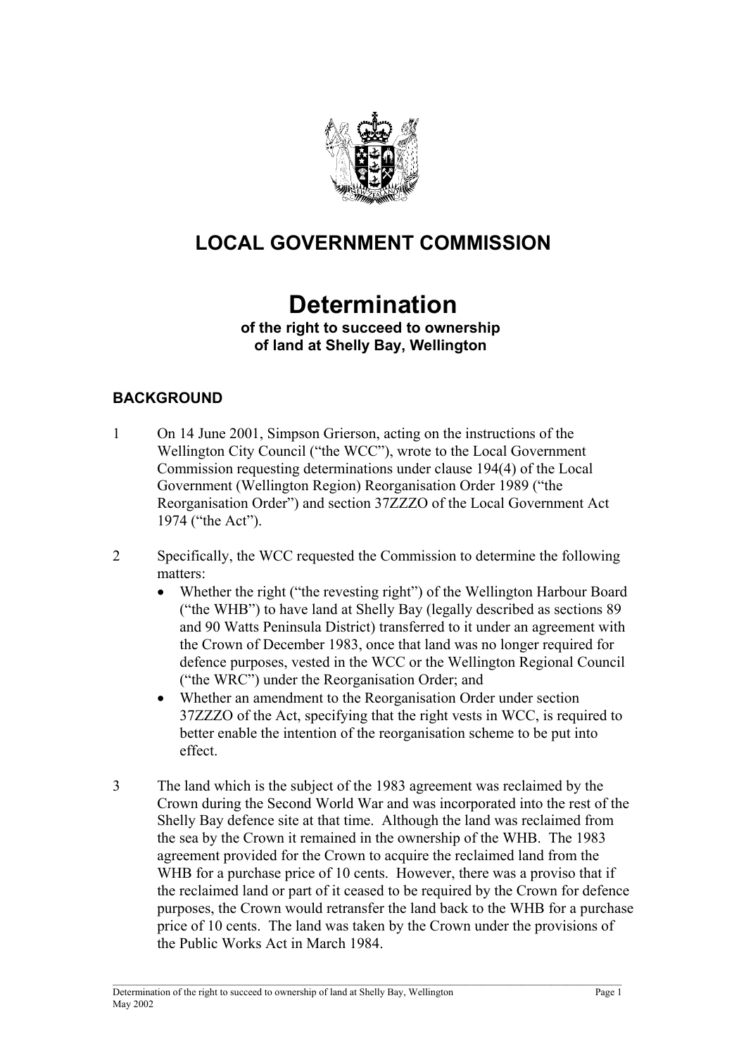# LOCAL GOVERNMENT COMMISSION

# Determination

**of the right to succeed to ownership of land at Shelly Bay, Wellington**

## BACKGROUND

1. On 14 June 2001, Simpson Grierson, acting on the instructions of the Wellington City Council ("the WCC"), wrote to the Local Government Commission requesting determinations under clause 194(4) of the Local Government (Wellington Region) Reorganisation Order 1989 ("the Reorganisation Order") and section 37ZZZO of the Local Government Act 1974 ("the Act").

2. Specifically, the WCC requested the Commission to determine the following matters:
   - Whether the right ("the revesting right") of the Wellington Harbour Board ("the WHB") to have land at Shelly Bay (legally described as sections 89 and 90 Watts Peninsula District) transferred to it under an agreement with the Crown of December 1983, once that land was no longer required for defence purposes, vested in the WCC or the Wellington Regional Council ("the WRC") under the Reorganisation Order; and
   - Whether an amendment to the Reorganisation Order under section 37ZZZO of the Act, specifying that the right vests in WCC, is required to better enable the intention of the reorganisation scheme to be put into effect.

3. The land which is the subject of the 1983 agreement was reclaimed by the Crown during the Second World War and was incorporated into the rest of the Shelly Bay defence site at that time. Although the land was reclaimed from the sea by the Crown it remained in the ownership of the WHB. The 1983 agreement provided for the Crown to acquire the reclaimed land from the WHB for a purchase price of 10 cents. However, there was a proviso that if the reclaimed land or part of it ceased to be required by the Crown for defence purposes, the Crown would retransfer the land back to the WHB for a purchase price of 10 cents. The land was taken by the Crown under the provisions of the Public Works Act in March 1984.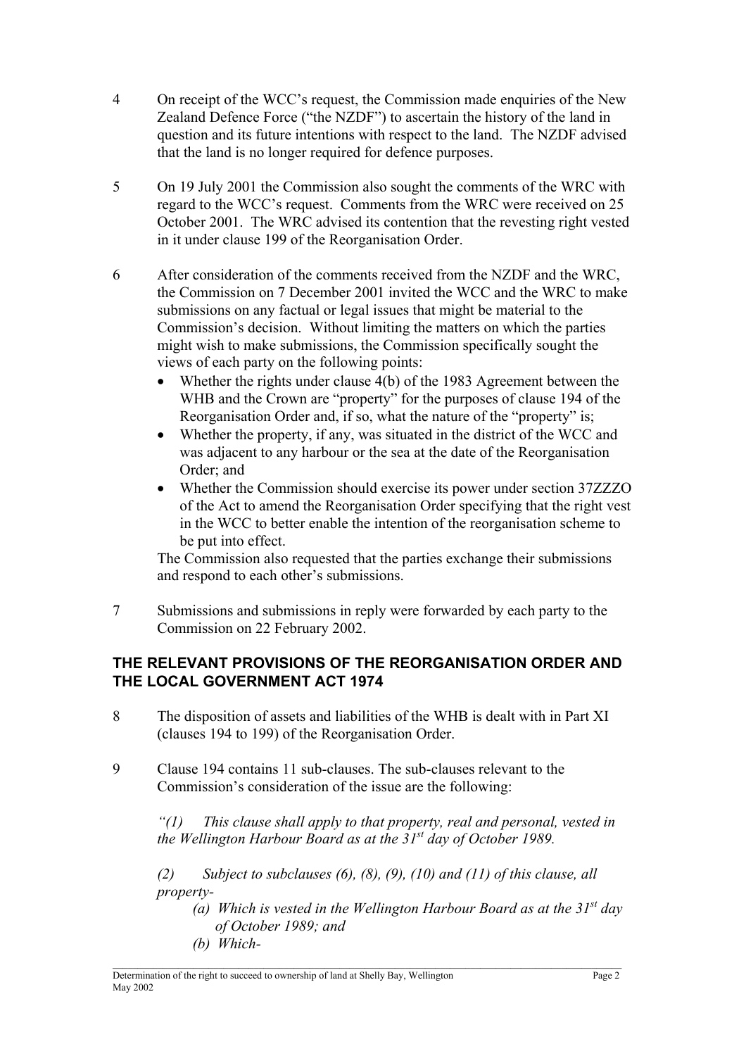4 On receipt of the WCC's request, the Commission made enquiries of the New Zealand Defence Force ("the NZDF") to ascertain the history of the land in question and its future intentions with respect to the land. The NZDF advised that the land is no longer required for defence purposes.

5 On 19 July 2001 the Commission also sought the comments of the WRC with regard to the WCC's request. Comments from the WRC were received on 25 October 2001. The WRC advised its contention that the revesting right vested in it under clause 199 of the Reorganisation Order.

6 After consideration of the comments received from the NZDF and the WRC, the Commission on 7 December 2001 invited the WCC and the WRC to make submissions on any factual or legal issues that might be material to the Commission's decision. Without limiting the matters on which the parties might wish to make submissions, the Commission specifically sought the views of each party on the following points:

- Whether the rights under clause 4(b) of the 1983 Agreement between the WHB and the Crown are "property" for the purposes of clause 194 of the Reorganisation Order and, if so, what the nature of the "property" is;
- Whether the property, if any, was situated in the district of the WCC and was adjacent to any harbour or the sea at the date of the Reorganisation Order; and
- Whether the Commission should exercise its power under section 37ZZZO of the Act to amend the Reorganisation Order specifying that the right vest in the WCC to better enable the intention of the reorganisation scheme to be put into effect.

The Commission also requested that the parties exchange their submissions and respond to each other's submissions.

7 Submissions and submissions in reply were forwarded by each party to the Commission on 22 February 2002.

## THE RELEVANT PROVISIONS OF THE REORGANISATION ORDER AND THE LOCAL GOVERNMENT ACT 1974

8 The disposition of assets and liabilities of the WHB is dealt with in Part XI (clauses 194 to 199) of the Reorganisation Order.

9 Clause 194 contains 11 sub-clauses. The sub-clauses relevant to the Commission's consideration of the issue are the following:

*"(1) This clause shall apply to that property, real and personal, vested in the Wellington Harbour Board as at the 31st day of October 1989.*

*(2) Subject to subclauses (6), (8), (9), (10) and (11) of this clause, all property-*

*(a) Which is vested in the Wellington Harbour Board as at the 31st day of October 1989; and*

*(b) Which-*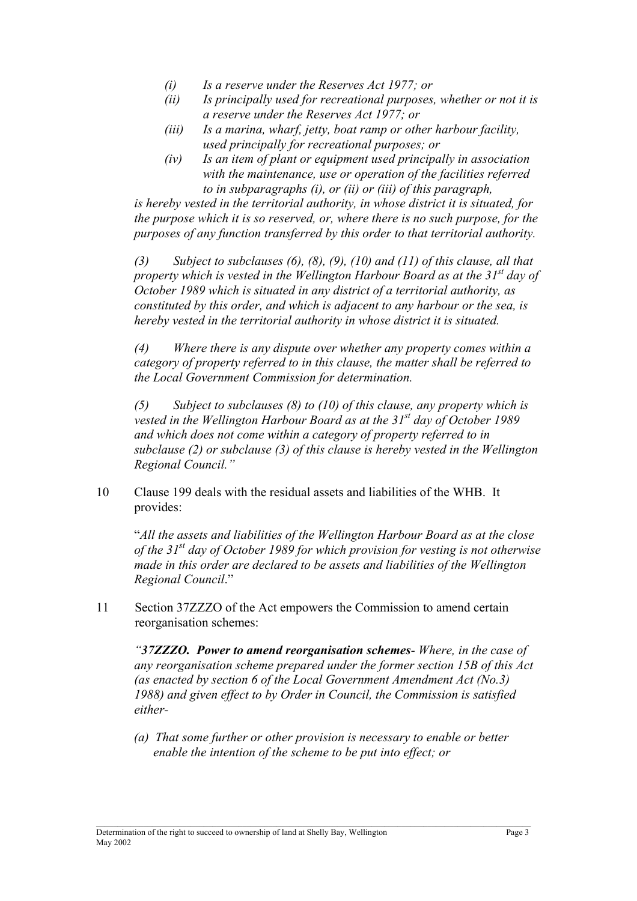> *(i) Is a reserve under the Reserves Act 1977; or*
>
> *(ii) Is principally used for recreational purposes, whether or not it is a reserve under the Reserves Act 1977; or*
>
> *(iii) Is a marina, wharf, jetty, boat ramp or other harbour facility, used principally for recreational purposes; or*
>
> *(iv) Is an item of plant or equipment used principally in association with the maintenance, use or operation of the facilities referred to in subparagraphs (i), or (ii) or (iii) of this paragraph,*
>
> *is hereby vested in the territorial authority, in whose district it is situated, for the purpose which it is so reserved, or, where there is no such purpose, for the purposes of any function transferred by this order to that territorial authority.*
>
> *(3) Subject to subclauses (6), (8), (9), (10) and (11) of this clause, all that property which is vested in the Wellington Harbour Board as at the 31st day of October 1989 which is situated in any district of a territorial authority, as constituted by this order, and which is adjacent to any harbour or the sea, is hereby vested in the territorial authority in whose district it is situated.*
>
> *(4) Where there is any dispute over whether any property comes within a category of property referred to in this clause, the matter shall be referred to the Local Government Commission for determination.*
>
> *(5) Subject to subclauses (8) to (10) of this clause, any property which is vested in the Wellington Harbour Board as at the 31st day of October 1989 and which does not come within a category of property referred to in subclause (2) or subclause (3) of this clause is hereby vested in the Wellington Regional Council."*

10 Clause 199 deals with the residual assets and liabilities of the WHB. It provides:

> "*All the assets and liabilities of the Wellington Harbour Board as at the close of the 31st day of October 1989 for which provision for vesting is not otherwise made in this order are declared to be assets and liabilities of the Wellington Regional Council*."

11 Section 37ZZZO of the Act empowers the Commission to amend certain reorganisation schemes:

> *"**37ZZZO. Power to amend reorganisation schemes**- Where, in the case of any reorganisation scheme prepared under the former section 15B of this Act (as enacted by section 6 of the Local Government Amendment Act (No.3) 1988) and given effect to by Order in Council, the Commission is satisfied either-*
>
> *(a) That some further or other provision is necessary to enable or better enable the intention of the scheme to be put into effect; or*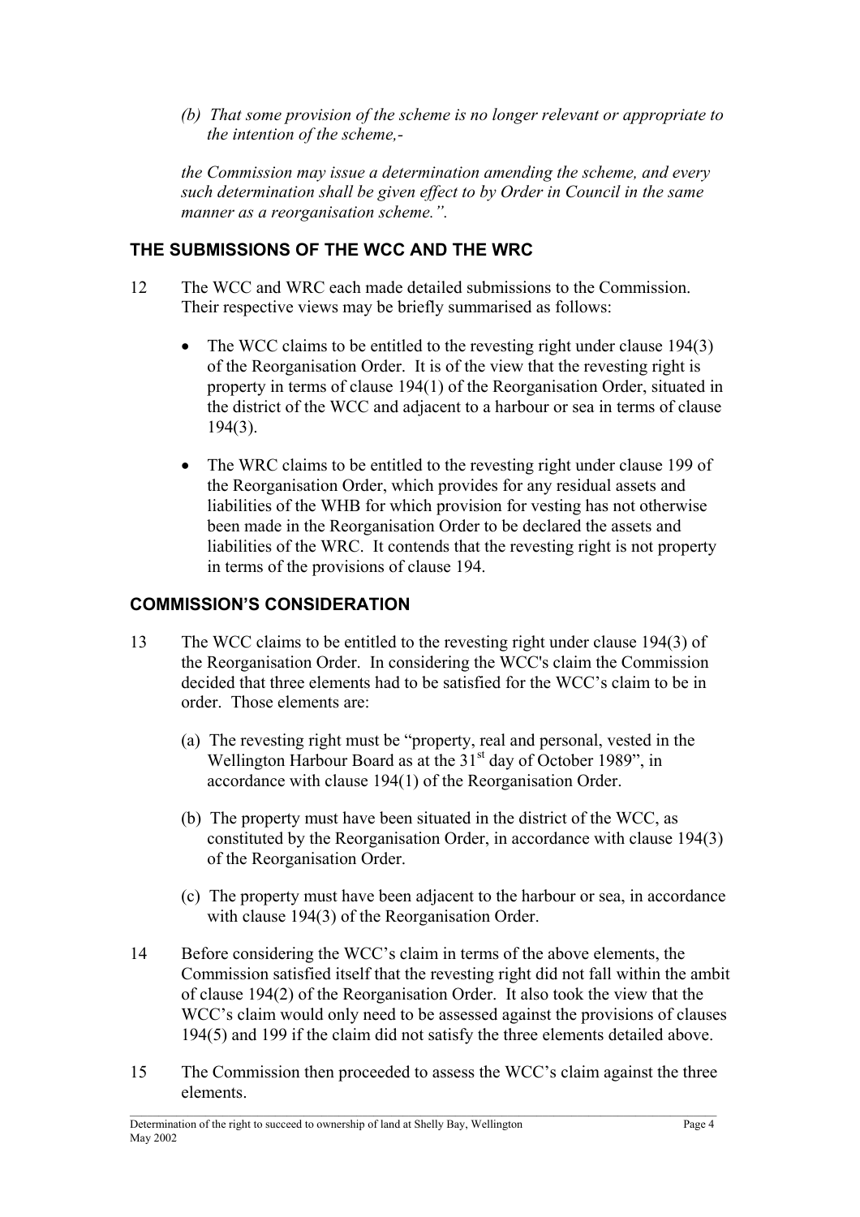*(b) That some provision of the scheme is no longer relevant or appropriate to the intention of the scheme,-*

*the Commission may issue a determination amending the scheme, and every such determination shall be given effect to by Order in Council in the same manner as a reorganisation scheme.".*

## THE SUBMISSIONS OF THE WCC AND THE WRC

12 The WCC and WRC each made detailed submissions to the Commission. Their respective views may be briefly summarised as follows:

- The WCC claims to be entitled to the revesting right under clause 194(3) of the Reorganisation Order. It is of the view that the revesting right is property in terms of clause 194(1) of the Reorganisation Order, situated in the district of the WCC and adjacent to a harbour or sea in terms of clause 194(3).
- The WRC claims to be entitled to the revesting right under clause 199 of the Reorganisation Order, which provides for any residual assets and liabilities of the WHB for which provision for vesting has not otherwise been made in the Reorganisation Order to be declared the assets and liabilities of the WRC. It contends that the revesting right is not property in terms of the provisions of clause 194.

## COMMISSION'S CONSIDERATION

13 The WCC claims to be entitled to the revesting right under clause 194(3) of the Reorganisation Order. In considering the WCC's claim the Commission decided that three elements had to be satisfied for the WCC's claim to be in order. Those elements are:

(a) The revesting right must be "property, real and personal, vested in the Wellington Harbour Board as at the 31st day of October 1989", in accordance with clause 194(1) of the Reorganisation Order.

(b) The property must have been situated in the district of the WCC, as constituted by the Reorganisation Order, in accordance with clause 194(3) of the Reorganisation Order.

(c) The property must have been adjacent to the harbour or sea, in accordance with clause 194(3) of the Reorganisation Order.

14 Before considering the WCC's claim in terms of the above elements, the Commission satisfied itself that the revesting right did not fall within the ambit of clause 194(2) of the Reorganisation Order. It also took the view that the WCC's claim would only need to be assessed against the provisions of clauses 194(5) and 199 if the claim did not satisfy the three elements detailed above.

15 The Commission then proceeded to assess the WCC's claim against the three elements.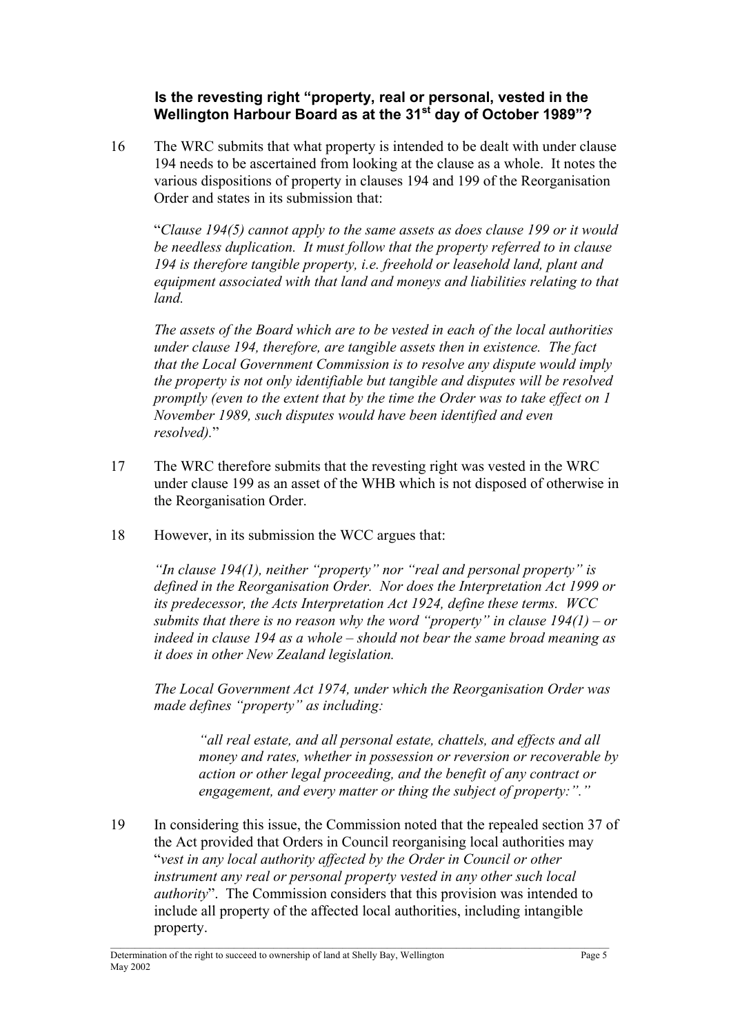### Is the revesting right "property, real or personal, vested in the Wellington Harbour Board as at the 31st day of October 1989"?

16 The WRC submits that what property is intended to be dealt with under clause 194 needs to be ascertained from looking at the clause as a whole. It notes the various dispositions of property in clauses 194 and 199 of the Reorganisation Order and states in its submission that:

> "*Clause 194(5) cannot apply to the same assets as does clause 199 or it would be needless duplication. It must follow that the property referred to in clause 194 is therefore tangible property, i.e. freehold or leasehold land, plant and equipment associated with that land and moneys and liabilities relating to that land.*
>
> *The assets of the Board which are to be vested in each of the local authorities under clause 194, therefore, are tangible assets then in existence. The fact that the Local Government Commission is to resolve any dispute would imply the property is not only identifiable but tangible and disputes will be resolved promptly (even to the extent that by the time the Order was to take effect on 1 November 1989, such disputes would have been identified and even resolved).*"

17 The WRC therefore submits that the revesting right was vested in the WRC under clause 199 as an asset of the WHB which is not disposed of otherwise in the Reorganisation Order.

18 However, in its submission the WCC argues that:

> *"In clause 194(1), neither "property" nor "real and personal property" is defined in the Reorganisation Order. Nor does the Interpretation Act 1999 or its predecessor, the Acts Interpretation Act 1924, define these terms. WCC submits that there is no reason why the word "property" in clause 194(1) – or indeed in clause 194 as a whole – should not bear the same broad meaning as it does in other New Zealand legislation.*
>
> *The Local Government Act 1974, under which the Reorganisation Order was made defines "property" as including:*
>
> > *"all real estate, and all personal estate, chattels, and effects and all money and rates, whether in possession or reversion or recoverable by action or other legal proceeding, and the benefit of any contract or engagement, and every matter or thing the subject of property:"."*

19 In considering this issue, the Commission noted that the repealed section 37 of the Act provided that Orders in Council reorganising local authorities may "*vest in any local authority affected by the Order in Council or other instrument any real or personal property vested in any other such local authority*". The Commission considers that this provision was intended to include all property of the affected local authorities, including intangible property.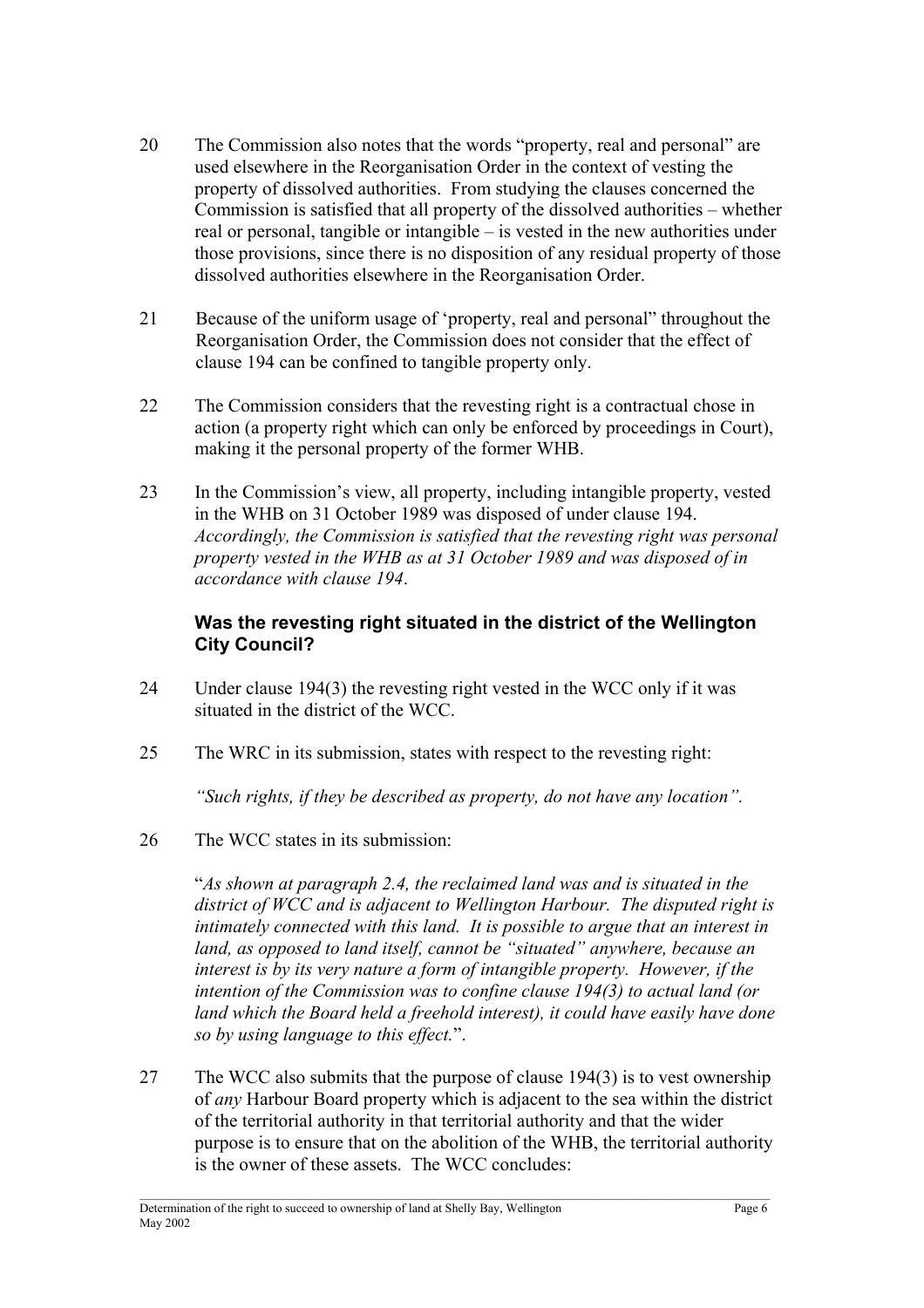20 The Commission also notes that the words "property, real and personal" are used elsewhere in the Reorganisation Order in the context of vesting the property of dissolved authorities. From studying the clauses concerned the Commission is satisfied that all property of the dissolved authorities – whether real or personal, tangible or intangible – is vested in the new authorities under those provisions, since there is no disposition of any residual property of those dissolved authorities elsewhere in the Reorganisation Order.

21 Because of the uniform usage of 'property, real and personal" throughout the Reorganisation Order, the Commission does not consider that the effect of clause 194 can be confined to tangible property only.

22 The Commission considers that the revesting right is a contractual chose in action (a property right which can only be enforced by proceedings in Court), making it the personal property of the former WHB.

23 In the Commission's view, all property, including intangible property, vested in the WHB on 31 October 1989 was disposed of under clause 194. *Accordingly, the Commission is satisfied that the revesting right was personal property vested in the WHB as at 31 October 1989 and was disposed of in accordance with clause 194*.

### Was the revesting right situated in the district of the Wellington City Council?

24 Under clause 194(3) the revesting right vested in the WCC only if it was situated in the district of the WCC.

25 The WRC in its submission, states with respect to the revesting right:

*"Such rights, if they be described as property, do not have any location".*

26 The WCC states in its submission:

"*As shown at paragraph 2.4, the reclaimed land was and is situated in the district of WCC and is adjacent to Wellington Harbour. The disputed right is intimately connected with this land. It is possible to argue that an interest in land, as opposed to land itself, cannot be "situated" anywhere, because an interest is by its very nature a form of intangible property. However, if the intention of the Commission was to confine clause 194(3) to actual land (or land which the Board held a freehold interest), it could have easily have done so by using language to this effect.*".

27 The WCC also submits that the purpose of clause 194(3) is to vest ownership of *any* Harbour Board property which is adjacent to the sea within the district of the territorial authority in that territorial authority and that the wider purpose is to ensure that on the abolition of the WHB, the territorial authority is the owner of these assets. The WCC concludes: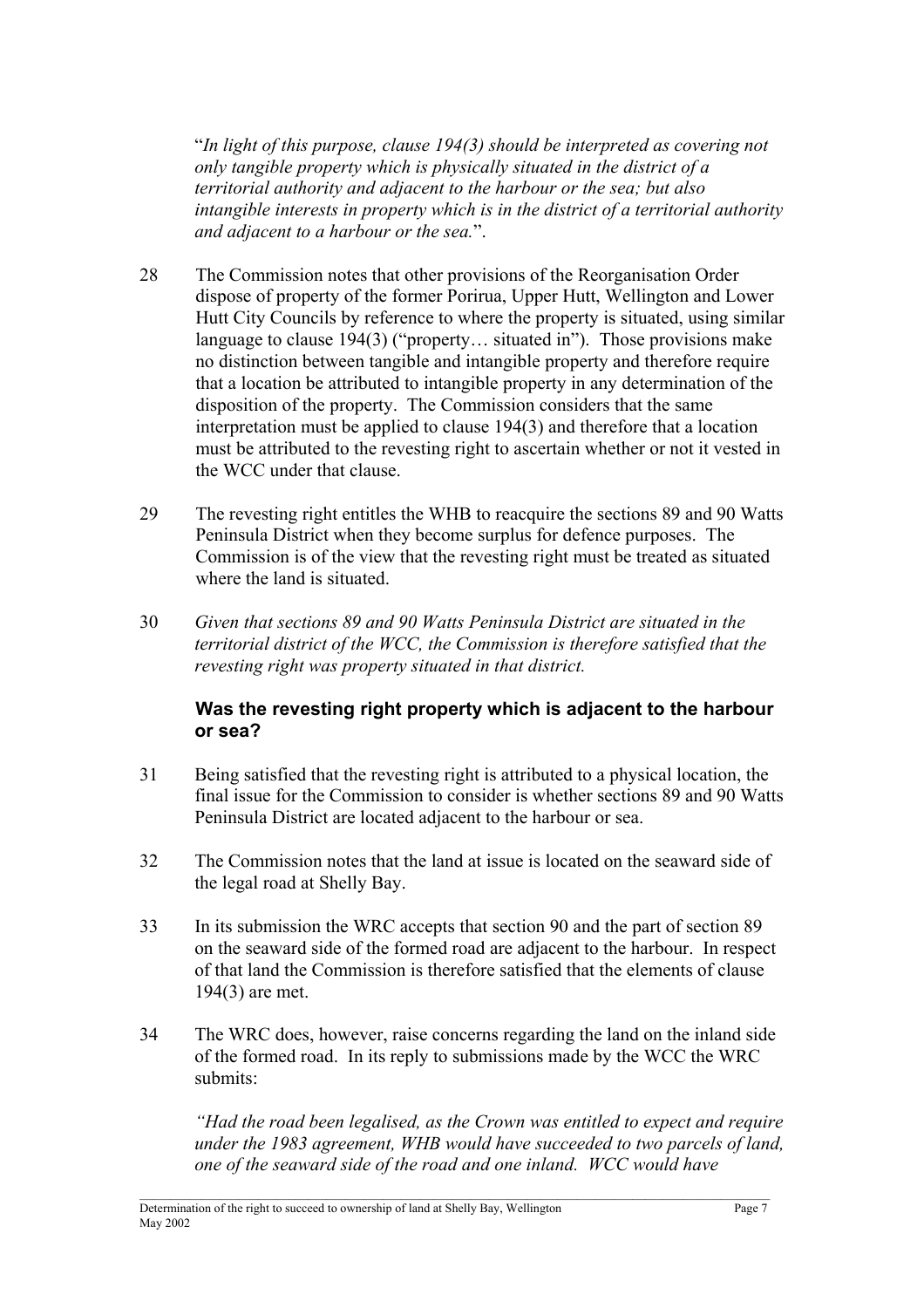"*In light of this purpose, clause 194(3) should be interpreted as covering not only tangible property which is physically situated in the district of a territorial authority and adjacent to the harbour or the sea; but also intangible interests in property which is in the district of a territorial authority and adjacent to a harbour or the sea.*".

28 The Commission notes that other provisions of the Reorganisation Order dispose of property of the former Porirua, Upper Hutt, Wellington and Lower Hutt City Councils by reference to where the property is situated, using similar language to clause 194(3) ("property… situated in"). Those provisions make no distinction between tangible and intangible property and therefore require that a location be attributed to intangible property in any determination of the disposition of the property. The Commission considers that the same interpretation must be applied to clause 194(3) and therefore that a location must be attributed to the revesting right to ascertain whether or not it vested in the WCC under that clause.

29 The revesting right entitles the WHB to reacquire the sections 89 and 90 Watts Peninsula District when they become surplus for defence purposes. The Commission is of the view that the revesting right must be treated as situated where the land is situated.

30 *Given that sections 89 and 90 Watts Peninsula District are situated in the territorial district of the WCC, the Commission is therefore satisfied that the revesting right was property situated in that district.*

### Was the revesting right property which is adjacent to the harbour or sea?

31 Being satisfied that the revesting right is attributed to a physical location, the final issue for the Commission to consider is whether sections 89 and 90 Watts Peninsula District are located adjacent to the harbour or sea.

32 The Commission notes that the land at issue is located on the seaward side of the legal road at Shelly Bay.

33 In its submission the WRC accepts that section 90 and the part of section 89 on the seaward side of the formed road are adjacent to the harbour. In respect of that land the Commission is therefore satisfied that the elements of clause 194(3) are met.

34 The WRC does, however, raise concerns regarding the land on the inland side of the formed road. In its reply to submissions made by the WCC the WRC submits:

*"Had the road been legalised, as the Crown was entitled to expect and require under the 1983 agreement, WHB would have succeeded to two parcels of land, one of the seaward side of the road and one inland. WCC would have*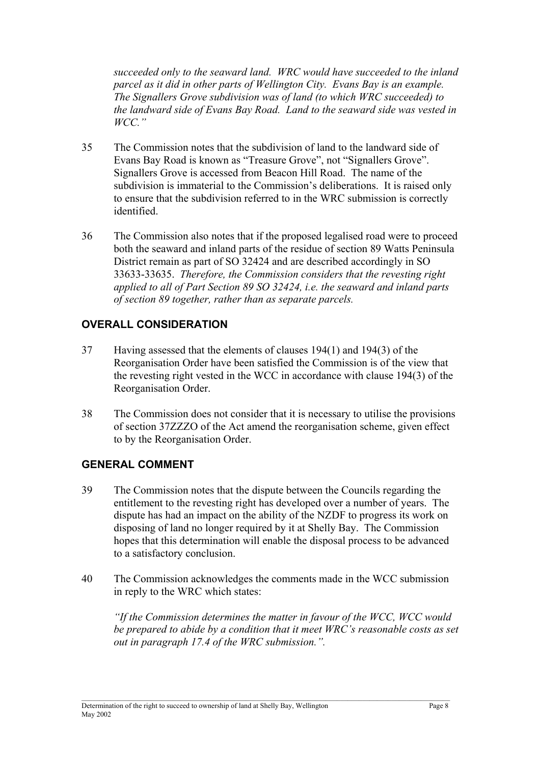*succeeded only to the seaward land. WRC would have succeeded to the inland parcel as it did in other parts of Wellington City. Evans Bay is an example. The Signallers Grove subdivision was of land (to which WRC succeeded) to the landward side of Evans Bay Road. Land to the seaward side was vested in WCC."*

35 The Commission notes that the subdivision of land to the landward side of Evans Bay Road is known as "Treasure Grove", not "Signallers Grove". Signallers Grove is accessed from Beacon Hill Road. The name of the subdivision is immaterial to the Commission's deliberations. It is raised only to ensure that the subdivision referred to in the WRC submission is correctly identified.

36 The Commission also notes that if the proposed legalised road were to proceed both the seaward and inland parts of the residue of section 89 Watts Peninsula District remain as part of SO 32424 and are described accordingly in SO 33633-33635. *Therefore, the Commission considers that the revesting right applied to all of Part Section 89 SO 32424, i.e. the seaward and inland parts of section 89 together, rather than as separate parcels.*

## OVERALL CONSIDERATION

37 Having assessed that the elements of clauses 194(1) and 194(3) of the Reorganisation Order have been satisfied the Commission is of the view that the revesting right vested in the WCC in accordance with clause 194(3) of the Reorganisation Order.

38 The Commission does not consider that it is necessary to utilise the provisions of section 37ZZZO of the Act amend the reorganisation scheme, given effect to by the Reorganisation Order.

## GENERAL COMMENT

39 The Commission notes that the dispute between the Councils regarding the entitlement to the revesting right has developed over a number of years. The dispute has had an impact on the ability of the NZDF to progress its work on disposing of land no longer required by it at Shelly Bay. The Commission hopes that this determination will enable the disposal process to be advanced to a satisfactory conclusion.

40 The Commission acknowledges the comments made in the WCC submission in reply to the WRC which states:

*"If the Commission determines the matter in favour of the WCC, WCC would be prepared to abide by a condition that it meet WRC's reasonable costs as set out in paragraph 17.4 of the WRC submission.".*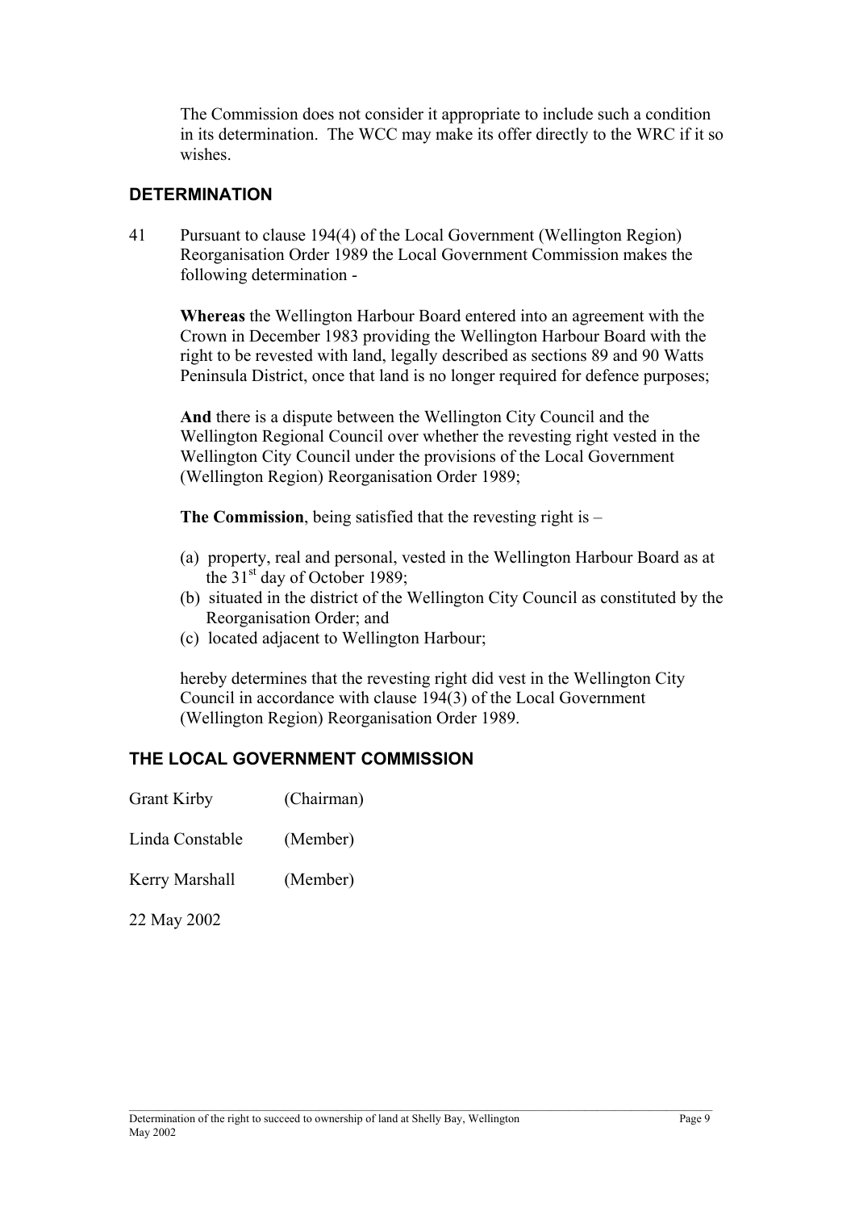The Commission does not consider it appropriate to include such a condition in its determination. The WCC may make its offer directly to the WRC if it so wishes.

## DETERMINATION

41 Pursuant to clause 194(4) of the Local Government (Wellington Region) Reorganisation Order 1989 the Local Government Commission makes the following determination -

**Whereas** the Wellington Harbour Board entered into an agreement with the Crown in December 1983 providing the Wellington Harbour Board with the right to be revested with land, legally described as sections 89 and 90 Watts Peninsula District, once that land is no longer required for defence purposes;

**And** there is a dispute between the Wellington City Council and the Wellington Regional Council over whether the revesting right vested in the Wellington City Council under the provisions of the Local Government (Wellington Region) Reorganisation Order 1989;

**The Commission**, being satisfied that the revesting right is –

(a) property, real and personal, vested in the Wellington Harbour Board as at the 31st day of October 1989;
(b) situated in the district of the Wellington City Council as constituted by the Reorganisation Order; and
(c) located adjacent to Wellington Harbour;

hereby determines that the revesting right did vest in the Wellington City Council in accordance with clause 194(3) of the Local Government (Wellington Region) Reorganisation Order 1989.

## THE LOCAL GOVERNMENT COMMISSION

Grant Kirby (Chairman)

Linda Constable (Member)

Kerry Marshall (Member)

22 May 2002